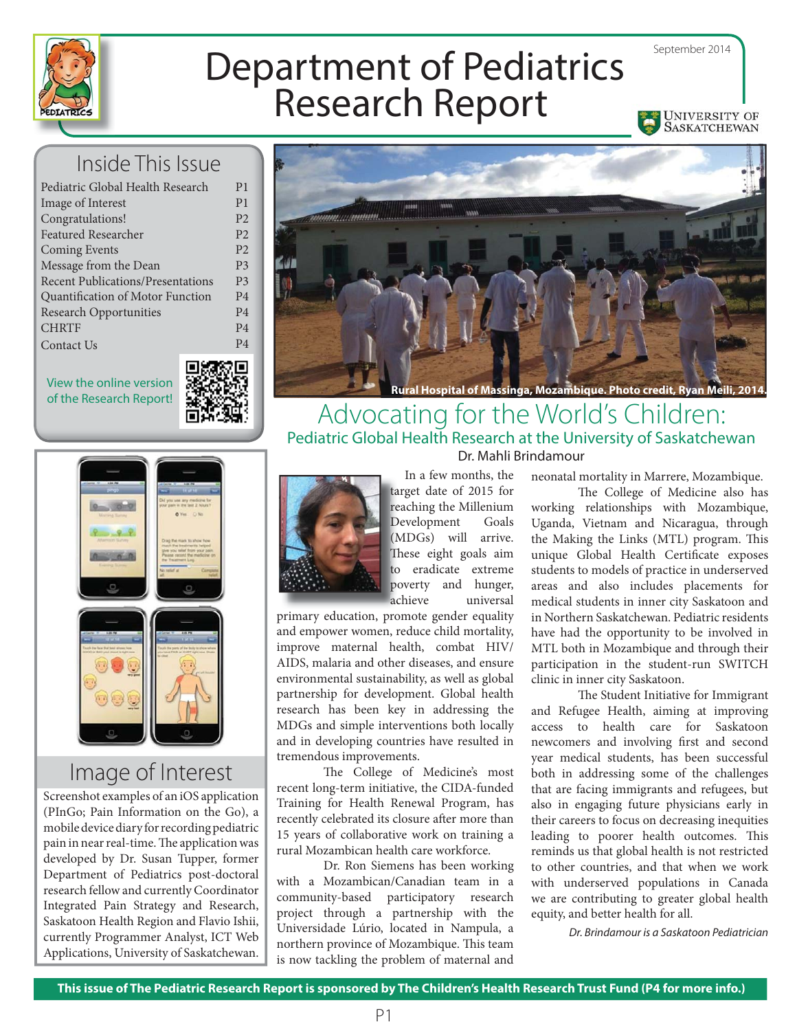# Department of Pediatrics Research Report

September 2014

University of Saskatchewan

## Inside This Issue

| | |
|---|---|
| Pediatric Global Health Research | P1 |
| Image of Interest | P1 |
| Congratulations! | P2 |
| Featured Researcher | P2 |
| Coming Events | P2 |
| Message from the Dean | P3 |
| Recent Publications/Presentations | P3 |
| Quantification of Motor Function | P4 |
| Research Opportunities | P4 |
| CHRTF | P4 |
| Contact Us | P4 |

View the online version of the Research Report!

Rural Hospital of Massinga, Mozambique. Photo credit, Ryan Meili, 2014.

# Advocating for the World's Children:

## Pediatric Global Health Research at the University of Saskatchewan

Dr. Mahli Brindamour

In a few months, the target date of 2015 for reaching the Millenium Development Goals (MDGs) will arrive. These eight goals aim to eradicate extreme poverty and hunger, achieve universal primary education, promote gender equality and empower women, reduce child mortality, improve maternal health, combat HIV/AIDS, malaria and other diseases, and ensure environmental sustainability, as well as global partnership for development. Global health research has been key in addressing the MDGs and simple interventions both locally and in developing countries have resulted in tremendous improvements.

The College of Medicine's most recent long-term initiative, the CIDA-funded Training for Health Renewal Program, has recently celebrated its closure after more than 15 years of collaborative work on training a rural Mozambican health care workforce.

Dr. Ron Siemens has been working with a Mozambican/Canadian team in a community-based participatory research project through a partnership with the Universidade Lúrio, located in Nampula, a northern province of Mozambique. This team is now tackling the problem of maternal and neonatal mortality in Marrere, Mozambique.

The College of Medicine also has working relationships with Mozambique, Uganda, Vietnam and Nicaragua, through the Making the Links (MTL) program. This unique Global Health Certificate exposes students to models of practice in underserved areas and also includes placements for medical students in inner city Saskatoon and in Northern Saskatchewan. Pediatric residents have had the opportunity to be involved in MTL both in Mozambique and through their participation in the student-run SWITCH clinic in inner city Saskatoon.

The Student Initiative for Immigrant and Refugee Health, aiming at improving access to health care for Saskatoon newcomers and involving first and second year medical students, has been successful both in addressing some of the challenges that are facing immigrants and refugees, but also in engaging future physicians early in their careers to focus on decreasing inequities leading to poorer health outcomes. This reminds us that global health is not restricted to other countries, and that when we work with underserved populations in Canada we are contributing to greater global health equity, and better health for all.

*Dr. Brindamour is a Saskatoon Pediatrician*

## Image of Interest

Screenshot examples of an iOS application (PInGo; Pain Information on the Go), a mobile device diary for recording pediatric pain in near real-time. The application was developed by Dr. Susan Tupper, former Department of Pediatrics post-doctoral research fellow and currently Coordinator Integrated Pain Strategy and Research, Saskatoon Health Region and Flavio Ishii, currently Programmer Analyst, ICT Web Applications, University of Saskatchewan.

**This issue of The Pediatric Research Report is sponsored by The Children's Health Research Trust Fund (P4 for more info.)**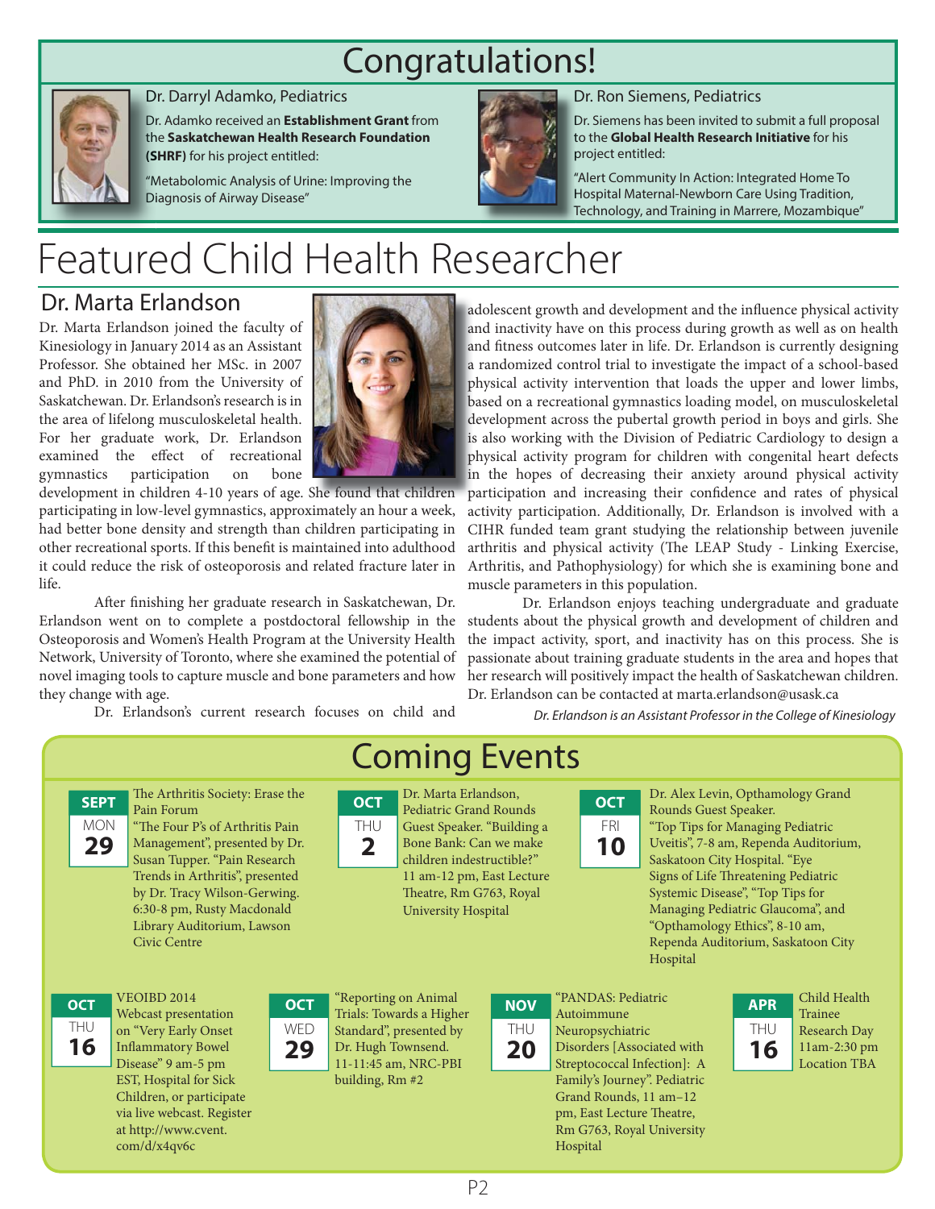# Congratulations!

### Dr. Darryl Adamko, Pediatrics

Dr. Adamko received an **Establishment Grant** from the **Saskatchewan Health Research Foundation (SHRF)** for his project entitled:

"Metabolomic Analysis of Urine: Improving the Diagnosis of Airway Disease"

### Dr. Ron Siemens, Pediatrics

Dr. Siemens has been invited to submit a full proposal to the **Global Health Research Initiative** for his project entitled:

"Alert Community In Action: Integrated Home To Hospital Maternal-Newborn Care Using Tradition, Technology, and Training in Marrere, Mozambique"

# Featured Child Health Researcher

## Dr. Marta Erlandson

Dr. Marta Erlandson joined the faculty of Kinesiology in January 2014 as an Assistant Professor. She obtained her MSc. in 2007 and PhD. in 2010 from the University of Saskatchewan. Dr. Erlandson's research is in the area of lifelong musculoskeletal health. For her graduate work, Dr. Erlandson examined the effect of recreational gymnastics participation on bone development in children 4-10 years of age. She found that children participating in low-level gymnastics, approximately an hour a week, had better bone density and strength than children participating in other recreational sports. If this benefit is maintained into adulthood it could reduce the risk of osteoporosis and related fracture later in life.

After finishing her graduate research in Saskatchewan, Dr. Erlandson went on to complete a postdoctoral fellowship in the Osteoporosis and Women's Health Program at the University Health Network, University of Toronto, where she examined the potential of novel imaging tools to capture muscle and bone parameters and how they change with age.

Dr. Erlandson's current research focuses on child and adolescent growth and development and the influence physical activity and inactivity have on this process during growth as well as on health and fitness outcomes later in life. Dr. Erlandson is currently designing a randomized control trial to investigate the impact of a school-based physical activity intervention that loads the upper and lower limbs, based on a recreational gymnastics loading model, on musculoskeletal development across the pubertal growth period in boys and girls. She is also working with the Division of Pediatric Cardiology to design a physical activity program for children with congenital heart defects in the hopes of decreasing their anxiety around physical activity participation and increasing their confidence and rates of physical activity participation. Additionally, Dr. Erlandson is involved with a CIHR funded team grant studying the relationship between juvenile arthritis and physical activity (The LEAP Study - Linking Exercise, Arthritis, and Pathophysiology) for which she is examining bone and muscle parameters in this population.

Dr. Erlandson enjoys teaching undergraduate and graduate students about the physical growth and development of children and the impact activity, sport, and inactivity has on this process. She is passionate about training graduate students in the area and hopes that her research will positively impact the health of Saskatchewan children. Dr. Erlandson can be contacted at marta.erlandson@usask.ca

*Dr. Erlandson is an Assistant Professor in the College of Kinesiology*

# Coming Events

**SEPT MON 29** — The Arthritis Society: Erase the Pain Forum "The Four P's of Arthritis Pain Management", presented by Dr. Susan Tupper. "Pain Research Trends in Arthritis", presented by Dr. Tracy Wilson-Gerwing. 6:30-8 pm, Rusty Macdonald Library Auditorium, Lawson Civic Centre

**OCT THU 2** — Dr. Marta Erlandson, Pediatric Grand Rounds Guest Speaker. "Building a Bone Bank: Can we make children indestructible?" 11 am-12 pm, East Lecture Theatre, Rm G763, Royal University Hospital

**OCT FRI 10** — Dr. Alex Levin, Opthamology Grand Rounds Guest Speaker. "Top Tips for Managing Pediatric Uveitis", 7-8 am, Rependa Auditorium, Saskatoon City Hospital. "Eye Signs of Life Threatening Pediatric Systemic Disease", "Top Tips for Managing Pediatric Glaucoma", and "Opthamology Ethics", 8-10 am, Rependa Auditorium, Saskatoon City Hospital

**OCT THU 16** — VEOIBD 2014 Webcast presentation on "Very Early Onset Inflammatory Bowel Disease" 9 am-5 pm EST, Hospital for Sick Children, or participate via live webcast. Register at http://www.cvent.com/d/x4qv6c

**OCT WED 29** — "Reporting on Animal Trials: Towards a Higher Standard", presented by Dr. Hugh Townsend. 11-11:45 am, NRC-PBI building, Rm #2

**NOV THU 20** — "PANDAS: Pediatric Autoimmune Neuropsychiatric Disorders [Associated with Streptococcal Infection]: A Family's Journey". Pediatric Grand Rounds, 11 am–12 pm, East Lecture Theatre, Rm G763, Royal University Hospital

**APR THU 16** — Child Health Trainee Research Day 11am-2:30 pm Location TBA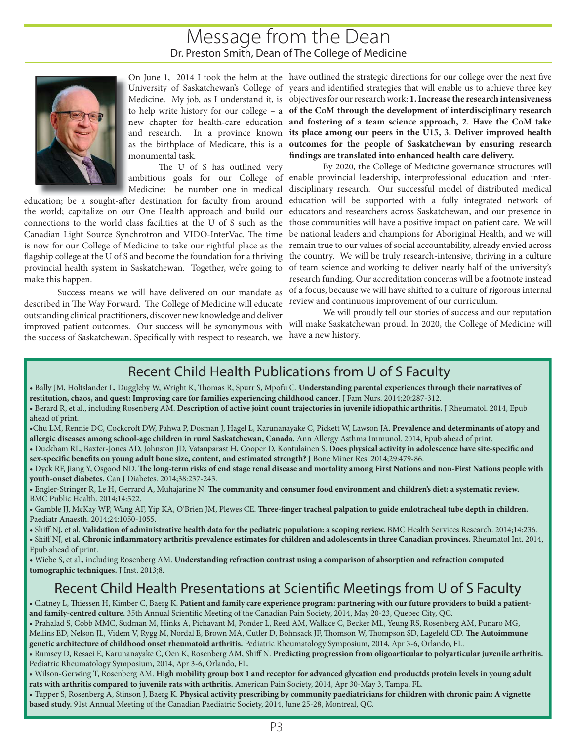# Message from the Dean

Dr. Preston Smith, Dean of The College of Medicine

On June 1, 2014 I took the helm at the University of Saskatchewan's College of Medicine. My job, as I understand it, is to help write history for our college – a new chapter for health-care education and research. In a province known as the birthplace of Medicare, this is a monumental task.

The U of S has outlined very ambitious goals for our College of Medicine: be number one in medical education; be a sought-after destination for faculty from around the world; capitalize on our One Health approach and build our connections to the world class facilities at the U of S such as the Canadian Light Source Synchrotron and VIDO-InterVac. The time is now for our College of Medicine to take our rightful place as the flagship college at the U of S and become the foundation for a thriving provincial health system in Saskatchewan. Together, we're going to make this happen.

Success means we will have delivered on our mandate as described in The Way Forward. The College of Medicine will educate outstanding clinical practitioners, discover new knowledge and deliver improved patient outcomes. Our success will be synonymous with the success of Saskatchewan. Specifically with respect to research, we have outlined the strategic directions for our college over the next five years and identified strategies that will enable us to achieve three key objectives for our research work: **1. Increase the research intensiveness of the CoM through the development of interdisciplinary research and fostering of a team science approach, 2. Have the CoM take its place among our peers in the U15, 3. Deliver improved health outcomes for the people of Saskatchewan by ensuring research findings are translated into enhanced health care delivery.**

By 2020, the College of Medicine governance structures will enable provincial leadership, interprofessional education and interdisciplinary research. Our successful model of distributed medical education will be supported with a fully integrated network of educators and researchers across Saskatchewan, and our presence in those communities will have a positive impact on patient care. We will be national leaders and champions for Aboriginal Health, and we will remain true to our values of social accountability, already envied across the country. We will be truly research-intensive, thriving in a culture of team science and working to deliver nearly half of the university's research funding. Our accreditation concerns will be a footnote instead of a focus, because we will have shifted to a culture of rigorous internal review and continuous improvement of our curriculum.

We will proudly tell our stories of success and our reputation will make Saskatchewan proud. In 2020, the College of Medicine will have a new history.

## Recent Child Health Publications from U of S Faculty

- Bally JM, Holtslander L, Duggleby W, Wright K, Thomas R, Spurr S, Mpofu C. **Understanding parental experiences through their narratives of restitution, chaos, and quest: Improving care for families experiencing childhood cancer**. J Fam Nurs. 2014;20:287-312.
- Berard R, et al., including Rosenberg AM. **Description of active joint count trajectories in juvenile idiopathic arthritis.** J Rheumatol. 2014, Epub ahead of print.
- Chu LM, Rennie DC, Cockcroft DW, Pahwa P, Dosman J, Hagel L, Karunanayake C, Pickett W, Lawson JA. **Prevalence and determinants of atopy and allergic diseases among school-age children in rural Saskatchewan, Canada.** Ann Allergy Asthma Immunol. 2014, Epub ahead of print.
- Duckham RL, Baxter-Jones AD, Johnston JD, Vatanparast H, Cooper D, Kontulainen S. **Does physical activity in adolescence have site-specific and sex-specific benefits on young adult bone size, content, and estimated strength?** J Bone Miner Res. 2014;29:479-86.
- Dyck RF, Jiang Y, Osgood ND. **The long-term risks of end stage renal disease and mortality among First Nations and non-First Nations people with youth-onset diabetes.** Can J Diabetes. 2014;38:237-243.
- Engler-Stringer R, Le H, Gerrard A, Muhajarine N. **The community and consumer food environment and children's diet: a systematic review.** BMC Public Health. 2014;14:522.
- Gamble JJ, McKay WP, Wang AF, Yip KA, O'Brien JM, Plewes CE. **Three-finger tracheal palpation to guide endotracheal tube depth in children.** Paediatr Anaesth. 2014;24:1050-1055.
- Shiff NJ, et al. **Validation of administrative health data for the pediatric population: a scoping review.** BMC Health Services Research. 2014;14:236.
- Shiff NJ, et al. **Chronic inflammatory arthritis prevalence estimates for children and adolescents in three Canadian provinces.** Rheumatol Int. 2014, Epub ahead of print.
- Wiebe S, et al., including Rosenberg AM. **Understanding refraction contrast using a comparison of absorption and refraction computed tomographic techniques.** J Inst. 2013;8.

## Recent Child Health Presentations at Scientific Meetings from U of S Faculty

- Clatney L, Thiessen H, Kimber C, Baerg K. **Patient and family care experience program: partnering with our future providers to build a patient- and family-centred culture.** 35th Annual Scientific Meeting of the Canadian Pain Society, 2014, May 20-23, Quebec City, QC.
- Prahalad S, Cobb MMC, Sudman M, Hinks A, Pichavant M, Ponder L, Reed AM, Wallace C, Becker ML, Yeung RS, Rosenberg AM, Punaro MG, Mellins ED, Nelson JL, Videm V, Rygg M, Nordal E, Brown MA, Cutler D, Bohnsack JF, Thomson W, Thompson SD, Lagefeld CD. **The Autoimmune genetic architecture of childhood onset rheumatoid arthritis.** Pediatric Rheumatology Symposium, 2014, Apr 3-6, Orlando, FL.
- Rumsey D, Resaei E, Karunanayake C, Oen K, Rosenberg AM, Shiff N. **Predicting progression from oligoarticular to polyarticular juvenile arthritis.** Pediatric Rheumatology Symposium, 2014, Apr 3-6, Orlando, FL.
- Wilson-Gerwing T, Rosenberg AM. **High mobility group box 1 and receptor for advanced glycation end productds protein levels in young adult rats with arthritis compared to juvenile rats with arthritis.** American Pain Society, 2014, Apr 30-May 3, Tampa, FL.
- Tupper S, Rosenberg A, Stinson J, Baerg K. **Physical activity prescribing by community paediatricians for children with chronic pain: A vignette based study.** 91st Annual Meeting of the Canadian Paediatric Society, 2014, June 25-28, Montreal, QC.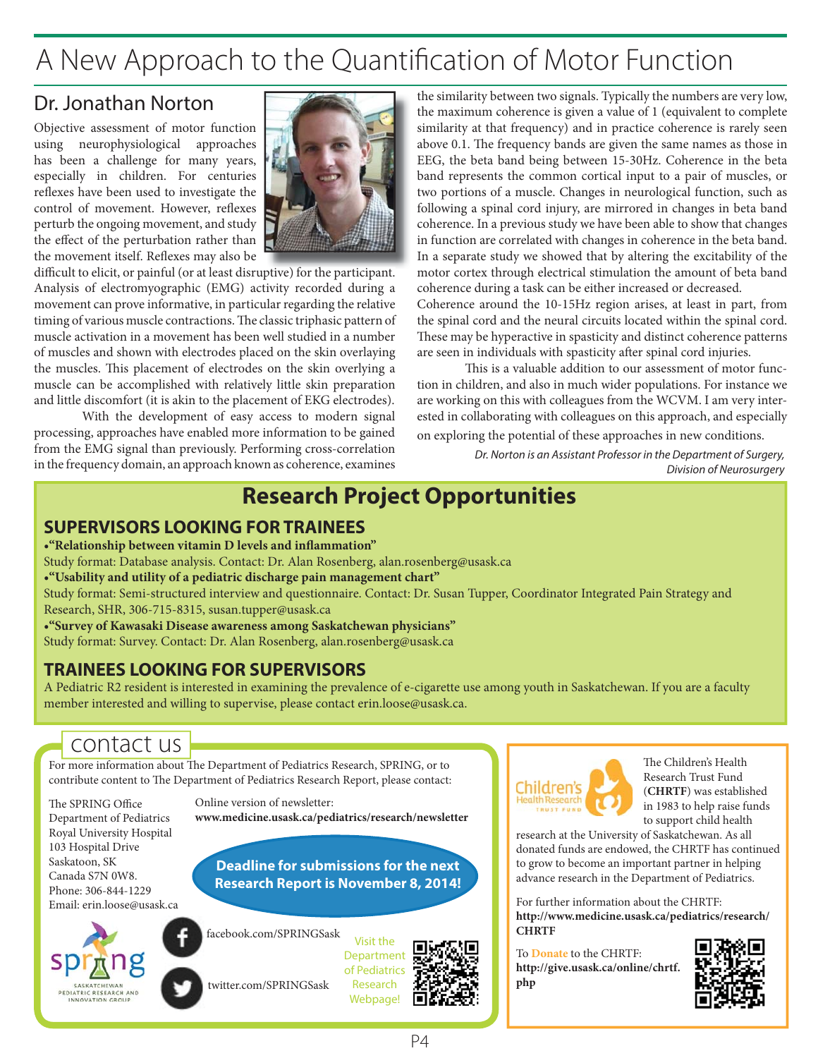# A New Approach to the Quantification of Motor Function

## Dr. Jonathan Norton

Objective assessment of motor function using neurophysiological approaches has been a challenge for many years, especially in children. For centuries reflexes have been used to investigate the control of movement. However, reflexes perturb the ongoing movement, and study the effect of the perturbation rather than the movement itself. Reflexes may also be difficult to elicit, or painful (or at least disruptive) for the participant. Analysis of electromyographic (EMG) activity recorded during a movement can prove informative, in particular regarding the relative timing of various muscle contractions. The classic triphasic pattern of muscle activation in a movement has been well studied in a number of muscles and shown with electrodes placed on the skin overlaying the muscles. This placement of electrodes on the skin overlying a muscle can be accomplished with relatively little skin preparation and little discomfort (it is akin to the placement of EKG electrodes).

With the development of easy access to modern signal processing, approaches have enabled more information to be gained from the EMG signal than previously. Performing cross-correlation in the frequency domain, an approach known as coherence, examines the similarity between two signals. Typically the numbers are very low, the maximum coherence is given a value of 1 (equivalent to complete similarity at that frequency) and in practice coherence is rarely seen above 0.1. The frequency bands are given the same names as those in EEG, the beta band being between 15-30Hz. Coherence in the beta band represents the common cortical input to a pair of muscles, or two portions of a muscle. Changes in neurological function, such as following a spinal cord injury, are mirrored in changes in beta band coherence. In a previous study we have been able to show that changes in function are correlated with changes in coherence in the beta band. In a separate study we showed that by altering the excitability of the motor cortex through electrical stimulation the amount of beta band coherence during a task can be either increased or decreased.

Coherence around the 10-15Hz region arises, at least in part, from the spinal cord and the neural circuits located within the spinal cord. These may be hyperactive in spasticity and distinct coherence patterns are seen in individuals with spasticity after spinal cord injuries.

This is a valuable addition to our assessment of motor function in children, and also in much wider populations. For instance we are working on this with colleagues from the WCVM. I am very interested in collaborating with colleagues on this approach, and especially on exploring the potential of these approaches in new conditions.

*Dr. Norton is an Assistant Professor in the Department of Surgery, Division of Neurosurgery*

# Research Project Opportunities

## SUPERVISORS LOOKING FOR TRAINEES

- **"Relationship between vitamin D levels and inflammation"**

Study format: Database analysis. Contact: Dr. Alan Rosenberg, alan.rosenberg@usask.ca

- **"Usability and utility of a pediatric discharge pain management chart"**

Study format: Semi-structured interview and questionnaire. Contact: Dr. Susan Tupper, Coordinator Integrated Pain Strategy and Research, SHR, 306-715-8315, susan.tupper@usask.ca

- **"Survey of Kawasaki Disease awareness among Saskatchewan physicians"**

Study format: Survey. Contact: Dr. Alan Rosenberg, alan.rosenberg@usask.ca

## TRAINEES LOOKING FOR SUPERVISORS

A Pediatric R2 resident is interested in examining the prevalence of e-cigarette use among youth in Saskatchewan. If you are a faculty member interested and willing to supervise, please contact erin.loose@usask.ca.

## contact us

For more information about The Department of Pediatrics Research, SPRING, or to contribute content to The Department of Pediatrics Research Report, please contact:

The SPRING Office
Department of Pediatrics
Royal University Hospital
103 Hospital Drive
Saskatoon, SK
Canada S7N 0W8.
Phone: 306-844-1229
Email: erin.loose@usask.ca

Online version of newsletter:
**www.medicine.usask.ca/pediatrics/research/newsletter**

**Deadline for submissions for the next Research Report is November 8, 2014!**

facebook.com/SPRINGSask

twitter.com/SPRINGSask

Visit the Department of Pediatrics Research Webpage!

spring
SASKATCHEWAN PEDIATRIC RESEARCH AND INNOVATION GROUP

Children's Health Research TRUST FUND

The Children's Health Research Trust Fund (**CHRTF**) was established in 1983 to help raise funds to support child health research at the University of Saskatchewan. As all donated funds are endowed, the CHRTF has continued to grow to become an important partner in helping advance research in the Department of Pediatrics.

For further information about the CHRTF:
**http://www.medicine.usask.ca/pediatrics/research/CHRTF**

To **Donate** to the CHRTF:
**http://give.usask.ca/online/chrtf.php**